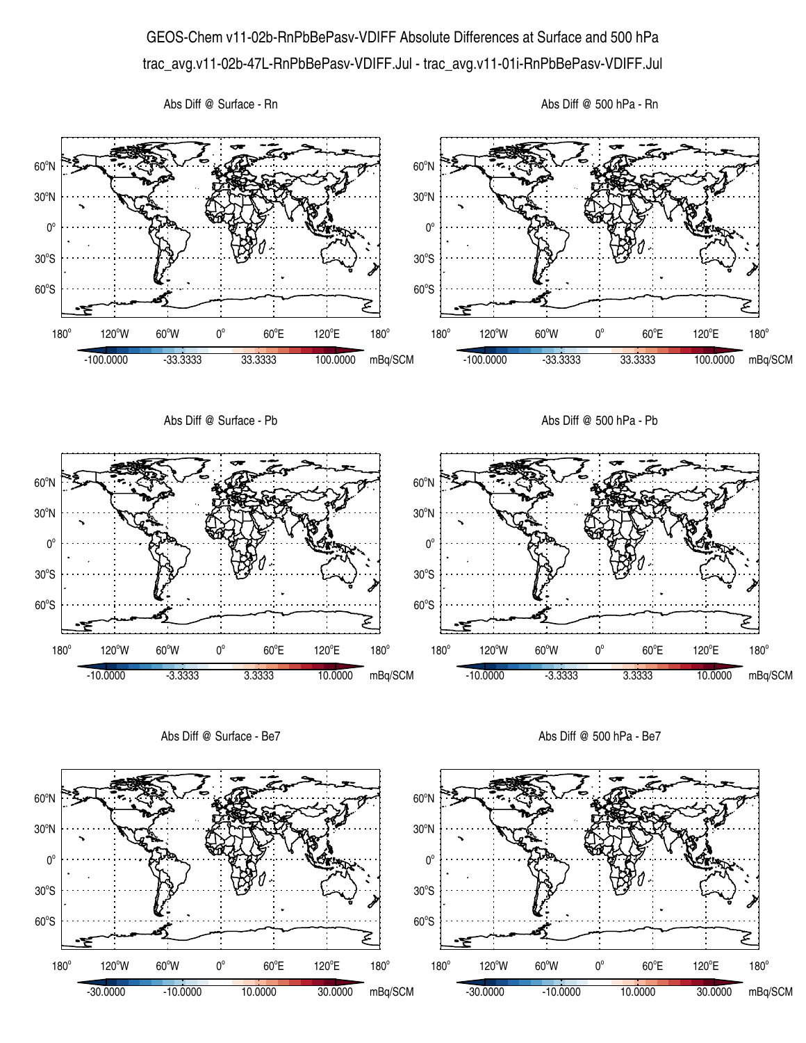# GEOS-Chem v11-02b-RnPbBePasv-VDIFF Absolute Differences at Surface and 500 hPa

trac_avg.v11-02b-47L-RnPbBePasv-VDIFF.Jul - trac_avg.v11-01i-RnPbBePasv-VDIFF.Jul

Abs Diff @ Surface - Rn

Abs Diff @ 500 hPa - Rn

-100.0000 -33.3333 33.3333 100.0000 mBq/SCM

Abs Diff @ Surface - Pb

Abs Diff @ 500 hPa - Pb

-10.0000 -3.3333 3.3333 10.0000 mBq/SCM

Abs Diff @ Surface - Be7

Abs Diff @ 500 hPa - Be7

-30.0000 -10.0000 10.0000 30.0000 mBq/SCM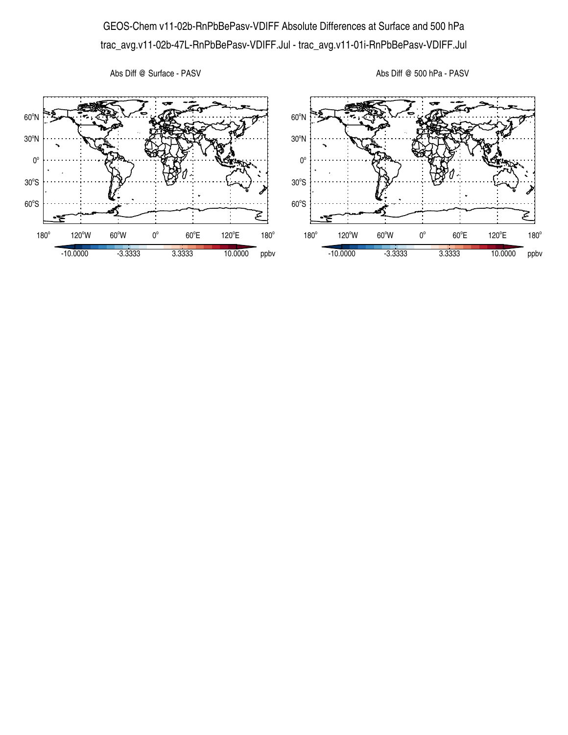GEOS-Chem v11-02b-RnPbBePasv-VDIFF Absolute Differences at Surface and 500 hPa

trac_avg.v11-02b-47L-RnPbBePasv-VDIFF.Jul - trac_avg.v11-01i-RnPbBePasv-VDIFF.Jul

Abs Diff @ Surface - PASV

60°N
30°N
0°
30°S
60°S
180°
120°W
60°W
0°
60°E
120°E
180°

-10.0000
-3.3333
3.3333
10.0000
ppbv

Abs Diff @ 500 hPa - PASV

60°N
30°N
0°
30°S
60°S
180°
120°W
60°W
0°
60°E
120°E
180°

-10.0000
-3.3333
3.3333
10.0000
ppbv